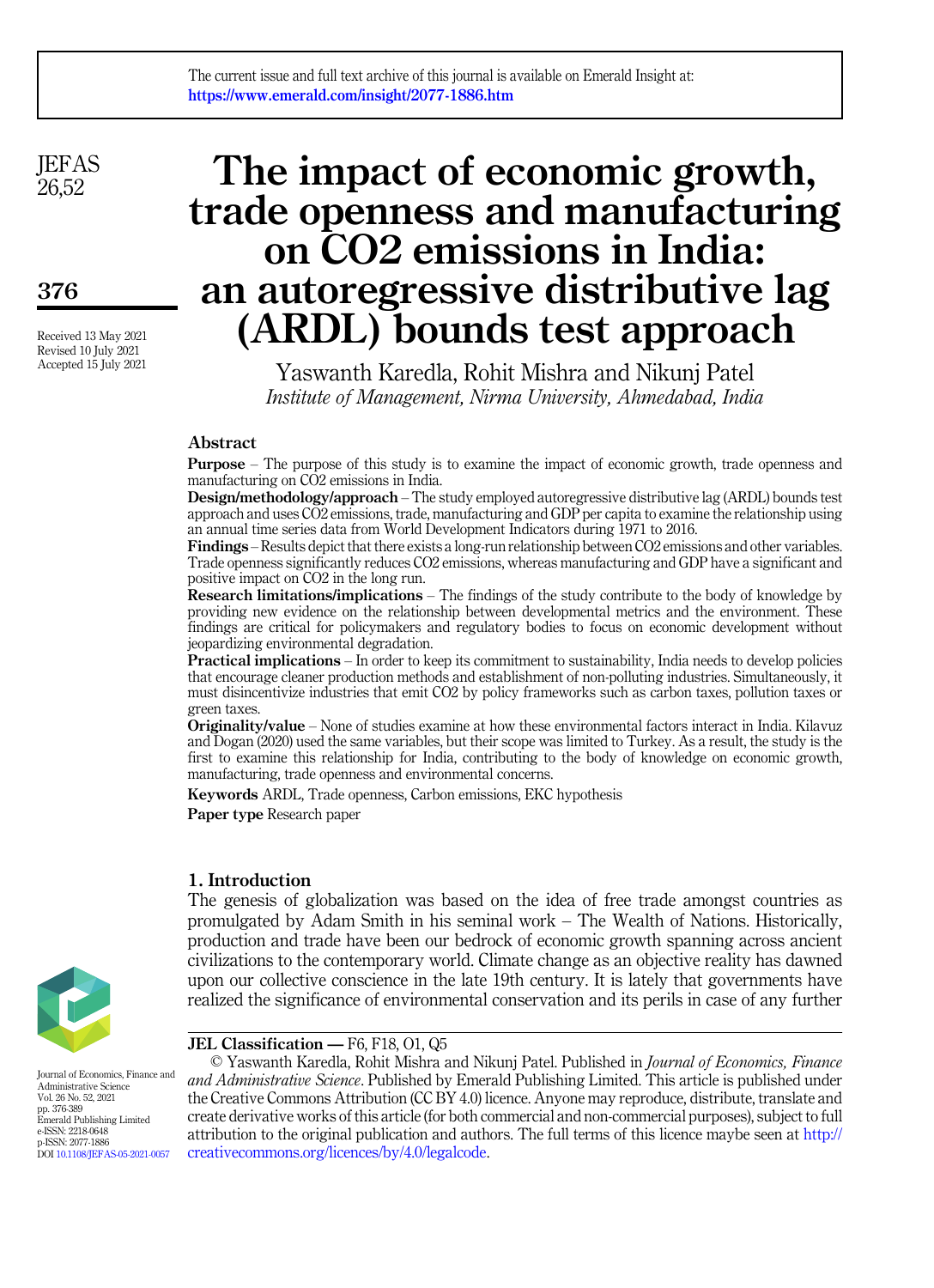The current issue and full text archive of this journal is available on Emerald Insight at: https://www.emerald.com/insight/2077-1886.htm

# The impact of economic growth, trade openness and manufacturing on CO2 emissions in India: an autoregressive distributive lag (ARDL) bounds test approach

Yaswanth Karedla, Rohit Mishra and Nikunj Patel

*Institute of Management, Nirma University, Ahmedabad, India*

Received 13 May 2021
Revised 10 July 2021
Accepted 15 July 2021

## Abstract

**Purpose** – The purpose of this study is to examine the impact of economic growth, trade openness and manufacturing on CO2 emissions in India.

**Design/methodology/approach** – The study employed autoregressive distributive lag (ARDL) bounds test approach and uses CO2 emissions, trade, manufacturing and GDP per capita to examine the relationship using an annual time series data from World Development Indicators during 1971 to 2016.

**Findings** – Results depict that there exists a long-run relationship between CO2 emissions and other variables. Trade openness significantly reduces CO2 emissions, whereas manufacturing and GDP have a significant and positive impact on CO2 in the long run.

**Research limitations/implications** – The findings of the study contribute to the body of knowledge by providing new evidence on the relationship between developmental metrics and the environment. These findings are critical for policymakers and regulatory bodies to focus on economic development without jeopardizing environmental degradation.

**Practical implications** – In order to keep its commitment to sustainability, India needs to develop policies that encourage cleaner production methods and establishment of non-polluting industries. Simultaneously, it must disincentivize industries that emit CO2 by policy frameworks such as carbon taxes, pollution taxes or green taxes.

**Originality/value** – None of studies examine at how these environmental factors interact in India. Kilavuz and Dogan (2020) used the same variables, but their scope was limited to Turkey. As a result, the study is the first to examine this relationship for India, contributing to the body of knowledge on economic growth, manufacturing, trade openness and environmental concerns.

**Keywords** ARDL, Trade openness, Carbon emissions, EKC hypothesis

**Paper type** Research paper

## 1. Introduction

The genesis of globalization was based on the idea of free trade amongst countries as promulgated by Adam Smith in his seminal work – The Wealth of Nations. Historically, production and trade have been our bedrock of economic growth spanning across ancient civilizations to the contemporary world. Climate change as an objective reality has dawned upon our collective conscience in the late 19th century. It is lately that governments have realized the significance of environmental conservation and its perils in case of any further

**JEL Classification** — F6, F18, O1, Q5

© Yaswanth Karedla, Rohit Mishra and Nikunj Patel. Published in *Journal of Economics, Finance and Administrative Science*. Published by Emerald Publishing Limited. This article is published under the Creative Commons Attribution (CC BY 4.0) licence. Anyone may reproduce, distribute, translate and create derivative works of this article (for both commercial and non-commercial purposes), subject to full attribution to the original publication and authors. The full terms of this licence maybe seen at http://creativecommons.org/licences/by/4.0/legalcode.

Journal of Economics, Finance and Administrative Science
Vol. 26 No. 52, 2021
pp. 376-389
Emerald Publishing Limited
e-ISSN: 2218-0648
p-ISSN: 2077-1886
DOI 10.1108/JEFAS-05-2021-0057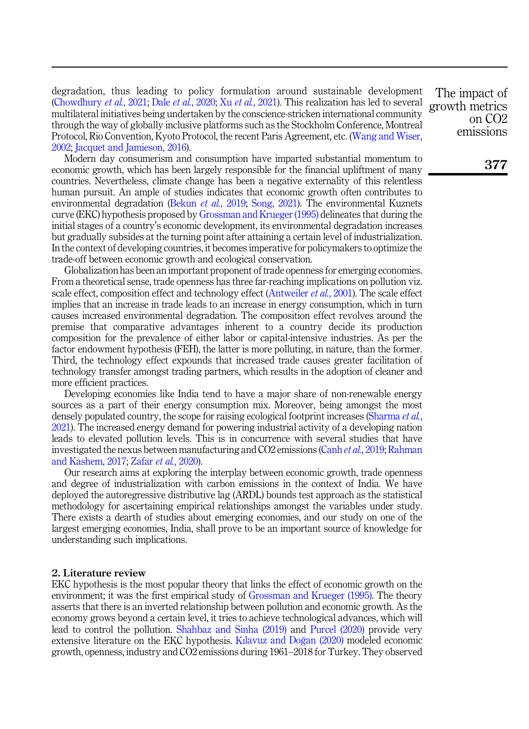degradation, thus leading to policy formulation around sustainable development (Chowdhury *et al.*, 2021; Dale *et al.*, 2020; Xu *et al.*, 2021). This realization has led to several multilateral initiatives being undertaken by the conscience-stricken international community through the way of globally inclusive platforms such as the Stockholm Conference, Montreal Protocol, Rio Convention, Kyoto Protocol, the recent Paris Agreement, etc. (Wang and Wiser, 2002; Jacquet and Jamieson, 2016).

Modern day consumerism and consumption have imparted substantial momentum to economic growth, which has been largely responsible for the financial upliftment of many countries. Nevertheless, climate change has been a negative externality of this relentless human pursuit. An ample of studies indicates that economic growth often contributes to environmental degradation (Bekun *et al.*, 2019; Song, 2021). The environmental Kuznets curve (EKC) hypothesis proposed by Grossman and Krueger (1995) delineates that during the initial stages of a country's economic development, its environmental degradation increases but gradually subsides at the turning point after attaining a certain level of industrialization. In the context of developing countries, it becomes imperative for policymakers to optimize the trade-off between economic growth and ecological conservation.

Globalization has been an important proponent of trade openness for emerging economies. From a theoretical sense, trade openness has three far-reaching implications on pollution viz. scale effect, composition effect and technology effect (Antweiler *et al.*, 2001). The scale effect implies that an increase in trade leads to an increase in energy consumption, which in turn causes increased environmental degradation. The composition effect revolves around the premise that comparative advantages inherent to a country decide its production composition for the prevalence of either labor or capital-intensive industries. As per the factor endowment hypothesis (FEH), the latter is more polluting, in nature, than the former. Third, the technology effect expounds that increased trade causes greater facilitation of technology transfer amongst trading partners, which results in the adoption of cleaner and more efficient practices.

Developing economies like India tend to have a major share of non-renewable energy sources as a part of their energy consumption mix. Moreover, being amongst the most densely populated country, the scope for raising ecological footprint increases (Sharma *et al.*, 2021). The increased energy demand for powering industrial activity of a developing nation leads to elevated pollution levels. This is in concurrence with several studies that have investigated the nexus between manufacturing and $CO_2$ emissions (Canh *et al.*, 2019; Rahman and Kashem, 2017; Zafar *et al.*, 2020).

Our research aims at exploring the interplay between economic growth, trade openness and degree of industrialization with carbon emissions in the context of India. We have deployed the autoregressive distributive lag (ARDL) bounds test approach as the statistical methodology for ascertaining empirical relationships amongst the variables under study. There exists a dearth of studies about emerging economies, and our study on one of the largest emerging economies, India, shall prove to be an important source of knowledge for understanding such implications.

## 2. Literature review

EKC hypothesis is the most popular theory that links the effect of economic growth on the environment; it was the first empirical study of Grossman and Krueger (1995). The theory asserts that there is an inverted relationship between pollution and economic growth. As the economy grows beyond a certain level, it tries to achieve technological advances, which will lead to control the pollution. Shahbaz and Sinha (2019) and Purcel (2020) provide very extensive literature on the EKC hypothesis. Kılavuz and Doğan (2020) modeled economic growth, openness, industry and $CO_2$ emissions during 1961–2018 for Turkey. They observed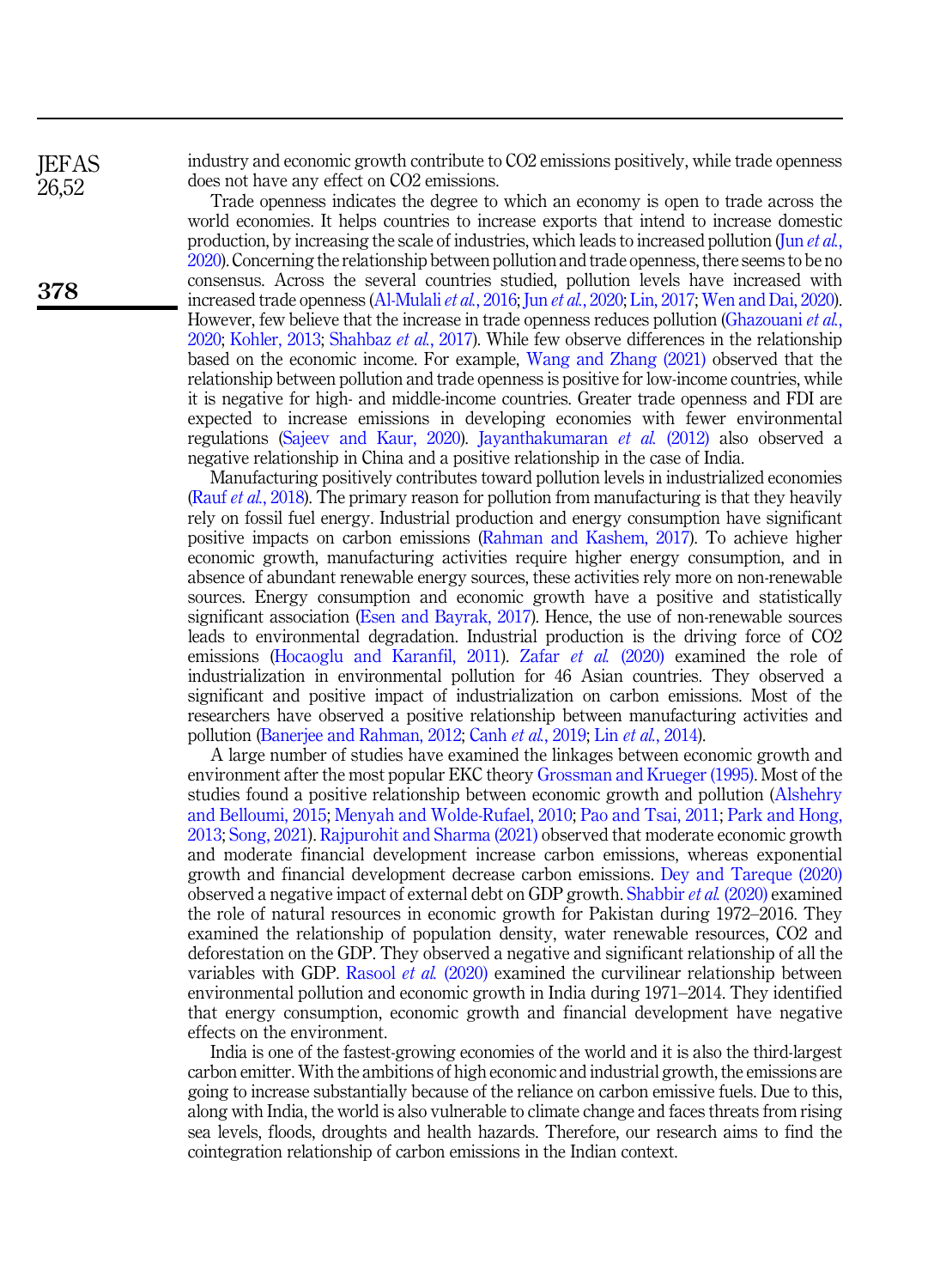industry and economic growth contribute to $CO_2$ emissions positively, while trade openness does not have any effect on $CO_2$ emissions.

Trade openness indicates the degree to which an economy is open to trade across the world economies. It helps countries to increase exports that intend to increase domestic production, by increasing the scale of industries, which leads to increased pollution (Jun *et al.*, 2020). Concerning the relationship between pollution and trade openness, there seems to be no consensus. Across the several countries studied, pollution levels have increased with increased trade openness (Al-Mulali *et al.*, 2016; Jun *et al.*, 2020; Lin, 2017; Wen and Dai, 2020). However, few believe that the increase in trade openness reduces pollution (Ghazouani *et al.*, 2020; Kohler, 2013; Shahbaz *et al.*, 2017). While few observe differences in the relationship based on the economic income. For example, Wang and Zhang (2021) observed that the relationship between pollution and trade openness is positive for low-income countries, while it is negative for high- and middle-income countries. Greater trade openness and FDI are expected to increase emissions in developing economies with fewer environmental regulations (Sajeev and Kaur, 2020). Jayanthakumaran *et al.* (2012) also observed a negative relationship in China and a positive relationship in the case of India.

Manufacturing positively contributes toward pollution levels in industrialized economies (Rauf *et al.*, 2018). The primary reason for pollution from manufacturing is that they heavily rely on fossil fuel energy. Industrial production and energy consumption have significant positive impacts on carbon emissions (Rahman and Kashem, 2017). To achieve higher economic growth, manufacturing activities require higher energy consumption, and in absence of abundant renewable energy sources, these activities rely more on non-renewable sources. Energy consumption and economic growth have a positive and statistically significant association (Esen and Bayrak, 2017). Hence, the use of non-renewable sources leads to environmental degradation. Industrial production is the driving force of $CO_2$ emissions (Hocaoglu and Karanfil, 2011). Zafar *et al.* (2020) examined the role of industrialization in environmental pollution for 46 Asian countries. They observed a significant and positive impact of industrialization on carbon emissions. Most of the researchers have observed a positive relationship between manufacturing activities and pollution (Banerjee and Rahman, 2012; Canh *et al.*, 2019; Lin *et al.*, 2014).

A large number of studies have examined the linkages between economic growth and environment after the most popular EKC theory Grossman and Krueger (1995). Most of the studies found a positive relationship between economic growth and pollution (Alshehry and Belloumi, 2015; Menyah and Wolde-Rufael, 2010; Pao and Tsai, 2011; Park and Hong, 2013; Song, 2021). Rajpurohit and Sharma (2021) observed that moderate economic growth and moderate financial development increase carbon emissions, whereas exponential growth and financial development decrease carbon emissions. Dey and Tareque (2020) observed a negative impact of external debt on GDP growth. Shabbir *et al.* (2020) examined the role of natural resources in economic growth for Pakistan during 1972–2016. They examined the relationship of population density, water renewable resources, $CO_2$ and deforestation on the GDP. They observed a negative and significant relationship of all the variables with GDP. Rasool *et al.* (2020) examined the curvilinear relationship between environmental pollution and economic growth in India during 1971–2014. They identified that energy consumption, economic growth and financial development have negative effects on the environment.

India is one of the fastest-growing economies of the world and it is also the third-largest carbon emitter. With the ambitions of high economic and industrial growth, the emissions are going to increase substantially because of the reliance on carbon emissive fuels. Due to this, along with India, the world is also vulnerable to climate change and faces threats from rising sea levels, floods, droughts and health hazards. Therefore, our research aims to find the cointegration relationship of carbon emissions in the Indian context.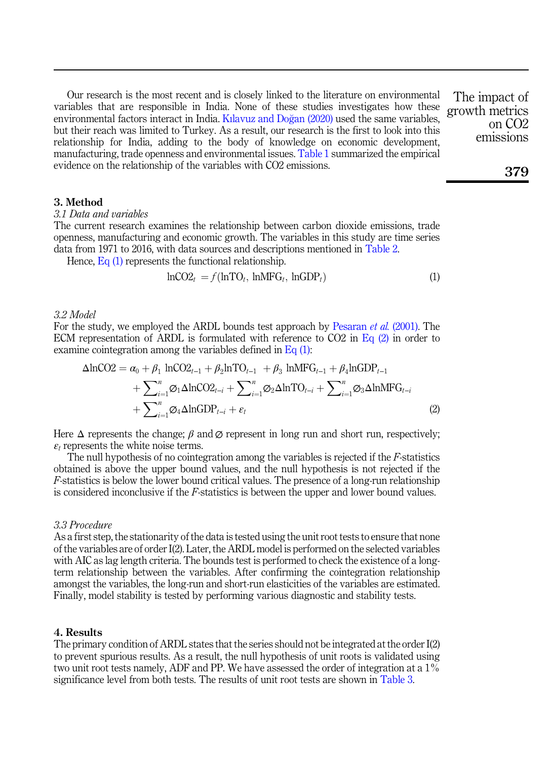Our research is the most recent and is closely linked to the literature on environmental variables that are responsible in India. None of these studies investigates how these environmental factors interact in India. Kılavuz and Doğan (2020) used the same variables, but their reach was limited to Turkey. As a result, our research is the first to look into this relationship for India, adding to the body of knowledge on economic development, manufacturing, trade openness and environmental issues. Table 1 summarized the empirical evidence on the relationship of the variables with CO2 emissions.

## 3. Method

### 3.1 Data and variables

The current research examines the relationship between carbon dioxide emissions, trade openness, manufacturing and economic growth. The variables in this study are time series data from 1971 to 2016, with data sources and descriptions mentioned in Table 2.

Hence, Eq (1) represents the functional relationship.

$$\ln CO2_t = f(\ln TO_t, \ln MFG_t, \ln GDP_t) \tag{1}$$

### 3.2 Model

For the study, we employed the ARDL bounds test approach by Pesaran *et al.* (2001). The ECM representation of ARDL is formulated with reference to CO2 in Eq (2) in order to examine cointegration among the variables defined in Eq (1):

$$\begin{aligned}\Delta \ln CO2 = {} & \alpha_0 + \beta_1 \ln CO2_{t-1} + \beta_2 \ln TO_{t-1} + \beta_3 \ln MFG_{t-1} + \beta_4 \ln GDP_{t-1} \\ & + \sum_{i=1}^{n} \varnothing_1 \Delta \ln CO2_{t-i} + \sum_{i=1}^{n} \varnothing_2 \Delta \ln TO_{t-i} + \sum_{i=1}^{n} \varnothing_3 \Delta \ln MFG_{t-i} \\ & + \sum_{i=1}^{n} \varnothing_4 \Delta \ln GDP_{t-i} + \varepsilon_t \end{aligned} \tag{2}$$

Here $\Delta$ represents the change; $\beta$ and $\varnothing$ represent in long run and short run, respectively; $\varepsilon_t$ represents the white noise terms.

The null hypothesis of no cointegration among the variables is rejected if the *F*-statistics obtained is above the upper bound values, and the null hypothesis is not rejected if the *F*-statistics is below the lower bound critical values. The presence of a long-run relationship is considered inconclusive if the *F*-statistics is between the upper and lower bound values.

### 3.3 Procedure

As a first step, the stationarity of the data is tested using the unit root tests to ensure that none of the variables are of order I(2). Later, the ARDL model is performed on the selected variables with AIC as lag length criteria. The bounds test is performed to check the existence of a long-term relationship between the variables. After confirming the cointegration relationship amongst the variables, the long-run and short-run elasticities of the variables are estimated. Finally, model stability is tested by performing various diagnostic and stability tests.

## 4. Results

The primary condition of ARDL states that the series should not be integrated at the order I(2) to prevent spurious results. As a result, the null hypothesis of unit roots is validated using two unit root tests namely, ADF and PP. We have assessed the order of integration at a 1% significance level from both tests. The results of unit root tests are shown in Table 3.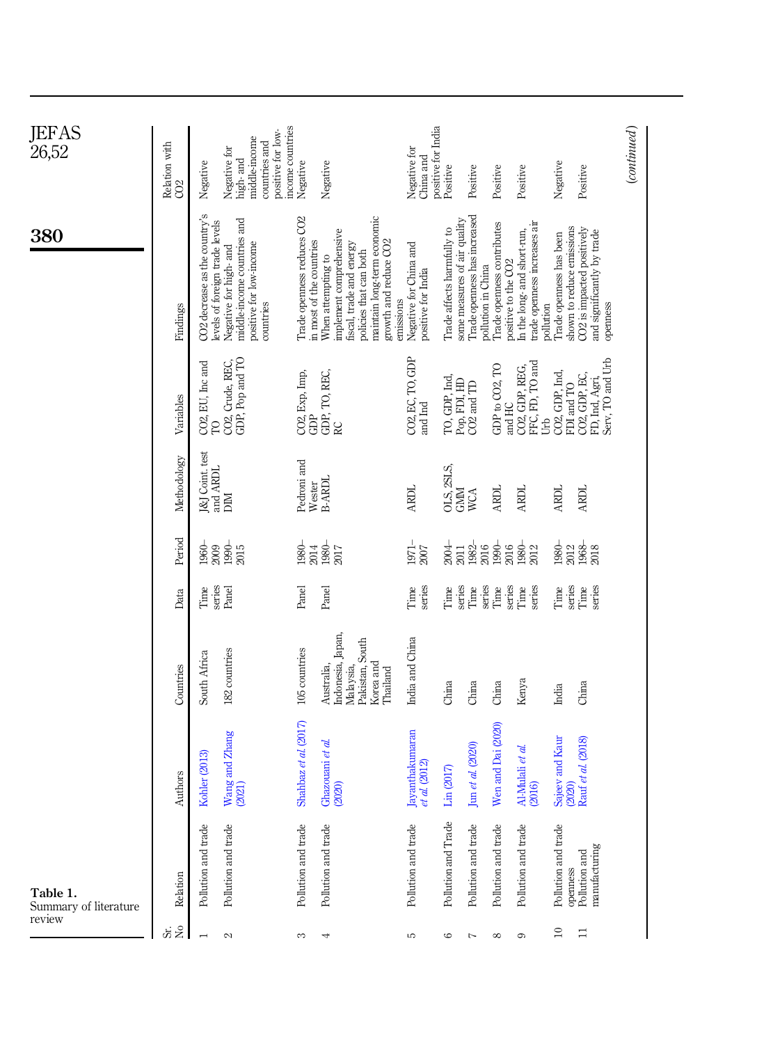**Table 1.** Summary of literature review

| Sr. No | Relation | Authors | Countries | Data | Period | Methodology | Variables | Findings | Relation with CO2 |
|---|---|---|---|---|---|---|---|---|---|
| 1 | Pollution and trade | Kohler (2013) | South Africa | Time series | 1960–2009 | J&J Coint. test and ARDL | CO2, EU, Inc and TO | CO2 decrease as the country's levels of foreign trade levels | Negative |
| 2 | Pollution and trade | Wang and Zhang (2021) | 182 countries | Panel | 1990–2015 | DIM | CO2, Crude, REC, GDP, Pop and TO | Negative for high- and middle-income countries and positive for low-income countries | Negative for high- and middle-income countries and positive for low-income countries |
| 3 | Pollution and trade | Shahbaz *et al.* (2017) | 105 countries | Panel | 1980–2014 | Pedroni and Wester | CO2, Exp, Imp, GDP | Trade openness reduces CO2 in most of the countries | Negative |
| 4 | Pollution and trade | Ghazouani *et al.* (2020) | Australia, Indonesia, Japan, Malaysia, Pakistan, South Korea and Thailand | Panel | 1980–2017 | B-ARDL | GDP, TO, REC, RC | When attempting to implement comprehensive fiscal, trade and energy policies that can both maintain long-term economic growth and reduce CO2 emissions | Negative |
| 5 | Pollution and trade | Jayanthakumaran *et al.* (2012) | India and China | Time series | 1971–2007 | ARDL | CO2, EC, TO, GDP and Ind | Negative for China and positive for India | Negative for China and positive for India |
| 6 | Pollution and Trade | Lin (2017) | China | Time series | 2004–2011 | OLS, 2SLS, GMM | TO, GDP, Ind, Pop, FDI, HD | Trade affects harmfully to some measures of air quality | Positive |
| 7 | Pollution and trade | Jun *et al.* (2020) | China | Time series | 1982–2016 | WCA | CO2 and TD | Trade openness has increased pollution in China | Positive |
| 8 | Pollution and trade | Wen and Dai (2020) | China | Time series | 1990–2016 | ARDL | GDP to CO2, TO and HC | Trade openness contributes positive to the CO2 | Positive |
| 9 | Pollution and trade | Al-Mulali *et al.* (2016) | Kenya | Time series | 1980–2012 | ARDL | CO2, GDP, REG, FFC, FD, TO and Urb | In the long- and short-run, trade openness increases air pollution | Positive |
| 10 | Pollution and trade openness | Sajeev and Kaur (2020) | India | Time series | 1980–2012 | ARDL | CO2, GDP, Ind, FDI and TO | Trade openness has been shown to reduce emissions | Negative |
| 11 | Pollution and manufacturing | Rauf *et al.* (2018) | China | Time series | 1968–2018 | ARDL | CO2, GDP, EC, FD, Ind, Agri, Serv, TO and Urb | CO2 is impacted positively and significantly by trade openness | Positive |

(*continued*)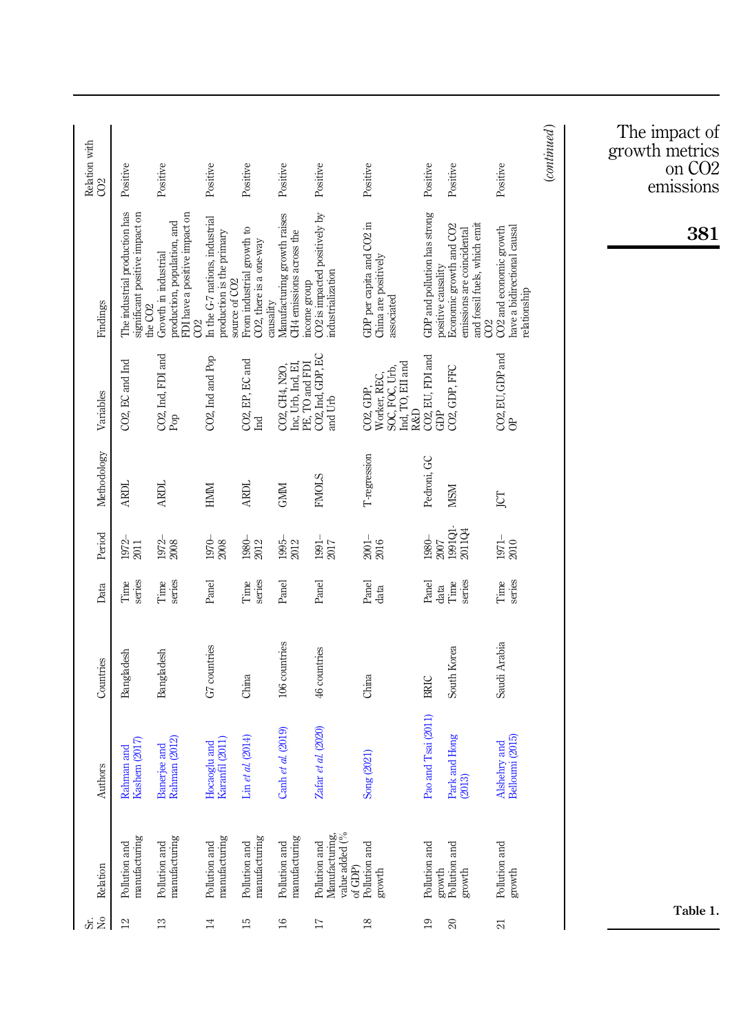| Sr. No | Relation | Authors | Countries | Data | Period | Methodology | Variables | Findings | Relation with $CO_2$ |
|---|---|---|---|---|---|---|---|---|---|
| 12 | Pollution and manufacturing | Rahman and Kashem (2017) | Bangladesh | Time series | 1972–2011 | ARDL | $CO_2$, EC and Ind | The industrial production has significant positive impact on the $CO_2$ | Positive |
| 13 | Pollution and manufacturing | Banerjee and Rahman (2012) | Bangladesh | Time series | 1972–2008 | ARDL | $CO_2$, Ind, FDI and Pop | Growth in industrial production, population, and FDI have a positive impact on $CO_2$ | Positive |
| 14 | Pollution and manufacturing | Hocaoglu and Karanfil (2011) | G7 countries | Panel | 1970–2008 | HMM | $CO_2$, Ind and Pop | In the G-7 nations, industrial production is the primary source of $CO_2$ | Positive |
| 15 | Pollution and manufacturing | Lin et al. (2014) | China | Time series | 1980–2012 | ARDL | $CO_2$, EP, EC and Ind | From industrial growth to $CO_2$, there is a one-way causality | Positive |
| 16 | Pollution and manufacturing | Canh et al. (2019) | 106 countries | Panel | 1995–2012 | GMM | $CO_2$, $CH_4$, $N_2O$, Inc, Urb, Ind, EI, PE, TO and FDI | Manufacturing growth raises $CH_4$ emissions across the income group | Positive |
| 17 | Pollution and Manufacturing, value added (% of GDP) | Zafar et al. (2020) | 46 countries | Panel | 1991–2017 | FMOLS | $CO_2$, Ind, GDP, EC and Urb | $CO_2$ is impacted positively by industrialization | Positive |
| 18 | Pollution and growth | Song (2021) | China | Panel data | 2001–2016 | T-regression | $CO_2$, GDP, Worker, REC, SOC, FOC, Urb, Ind, TO, EII and R&D | GDP per capita and $CO_2$ in China are positively associated | Positive |
| 19 | Pollution and growth | Pao and Tsai (2011) | BRIC | Panel data | 1980–2007 | Pedroni, GC | $CO_2$, EU, FDI and GDP | GDP and pollution has strong positive causality | Positive |
| 20 | Pollution and growth | Park and Hong (2013) | South Korea | Time series | 1991Q1-2011Q4 | MSM | $CO_2$, GDP, FFC | Economic growth and $CO_2$ emissions are coincidental and fossil fuels, which emit $CO_2$ | Positive |
| 21 | Pollution and growth | Alshehry and Belloumi (2015) | Saudi Arabia | Time series | 1971–2010 | JCT | $CO_2$, EU, GDP and OP | $CO_2$ and economic growth have a bidirectional causal relationship | Positive |

*(continued)*

**Table 1.**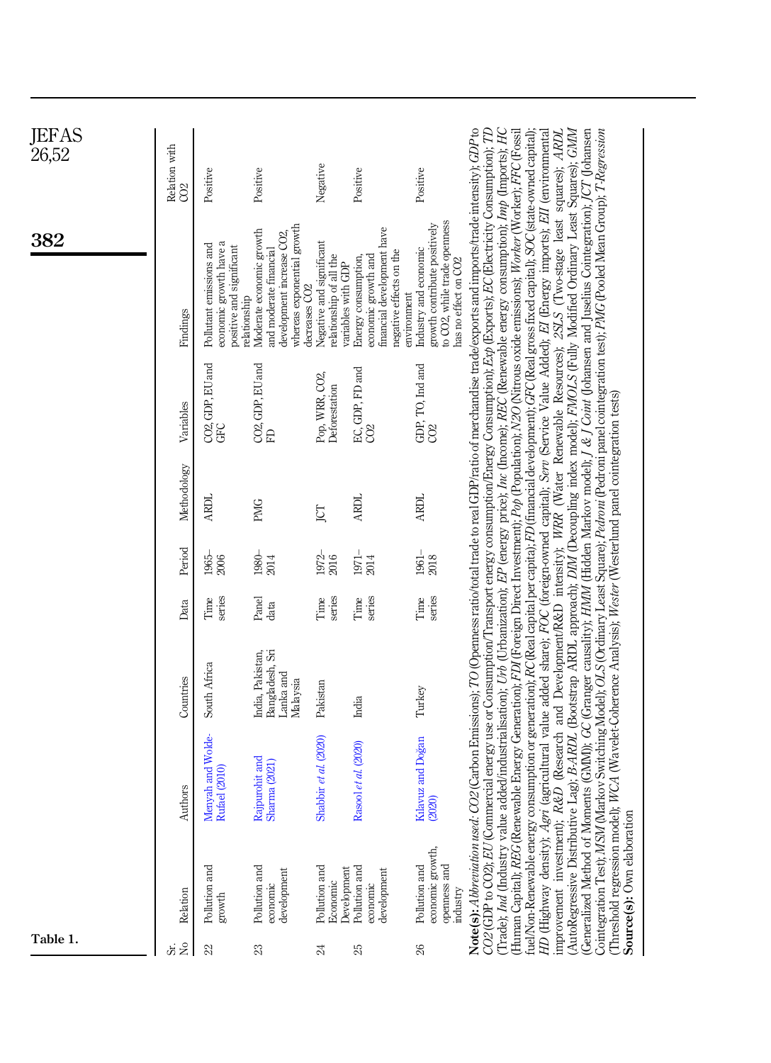Table 1.

| Sr. No | Relation | Authors | Countries | Data | Period | Methodology | Variables | Findings | Relation with CO2 |
|---|---|---|---|---|---|---|---|---|---|
| 22 | Pollution and growth | Menyah and Wolde-Rufael (2010) | South Africa | Time series | 1965–2006 | ARDL | CO2, GDP, EU and GFC | Pollutant emissions and economic growth have a positive and significant relationship | Positive |
| 23 | Pollution and economic development | Rajpurohit and Sharma (2021) | India, Pakistan, Bangladesh, Sri Lanka and Malaysia | Panel data | 1980–2014 | PMG | CO2, GDP, EU and FD | Moderate economic growth and moderate financial development increase CO2, whereas exponential growth decreases CO2 | Positive |
| 24 | Pollution and Economic Development | Shabbir *et al.* (2020) | Pakistan | Time series | 1972–2016 | JCT | Pop, WRR, CO2, Deforestation | Negative and significant relationship of all the variables with GDP | Negative |
| 25 | Pollution and economic development | Rasool *et al.* (2020) | India | Time series | 1971–2014 | ARDL | EC, GDP, FD and CO2 | Energy consumption, economic growth and financial development have negative effects on the environment | Positive |
| 26 | Pollution and economic growth, openness and industry | Kilavuz and Doğan (2020) | Turkey | Time series | 1961–2018 | ARDL | GDP, TO, Ind and CO2 | Industry and economic growth contribute positively to CO2, while trade openness has no effect on CO2 | Positive |

**Note(s):** *Abbreviation used*: *CO2* (Carbon Emissions); *TO* (Openness ratio/total trade to real GDP/ratio of merchandise trade/exports and imports/trade intensity); *GDP* to *CO2* (GDP to CO2); *EU* (Commercial energy use or Consumption/Transport energy consumption/Energy Consumption); *Exp* (Exports); *EC* (Electricity Consumption); *TD* (Trade); *Ind* (Industry value added/industrialisation); *Urb* (Urbanization); *EP* (energy price); *Inc* (Income); *REC* (Renewable energy consumption); *Imp* (Imports); *HC* (Human Capital); *REG* (Renewable Energy Generation); *FDI* (Foreign Direct Investment); *Pop* (Population); *N2O* (Nitrous oxide emissions); *Worker* (Worker); *FFC* (Fossil fuel/Non-Renewable energy consumption or generation); *RC* (Real capital per capita); *FD* (financial development); *GFC* (Real gross fixed capital); *SOC* (state-owned capital); *HD* (Highway density); *Agri* (agricultural value added share); *FOC* (foreign-owned capital); *Serv* (Service Value Added); *EI* (Energy imports); *EII* (environmental improvement investment); *R&D* (Research and Development/R&D intensity); *WRR* (Water Renewable Resources); *2SLS* (Two-stage least squares); *ARDL* (AutoRegressive Distributive Lag); *B-ARDL* (Bootstrap ARDL approach); *DIM* (Decoupling index model); *FMOLS* (Fully Modified Ordinary Least Squares); *GMM* (Generalized Method of Moments (GMM)); *GC* (Granger causality); *HMM* (Hidden Markov model); *J & J Coint* (Johansen and Juselius Cointegration); *JCT* (Johansen Cointegration Test); *MSM* (Markov Switching Model); *OLS* (Ordinary Least Square); *Pedroni* (Pedroni panel cointegration test); *PMG* (Pooled Mean Group); *T-Regression* (Threshold regression model); *WCA* (Wavelet-Coherence Analysis); *Wester* (Westerlund panel cointegration tests)

**Source(s):** Own elaboration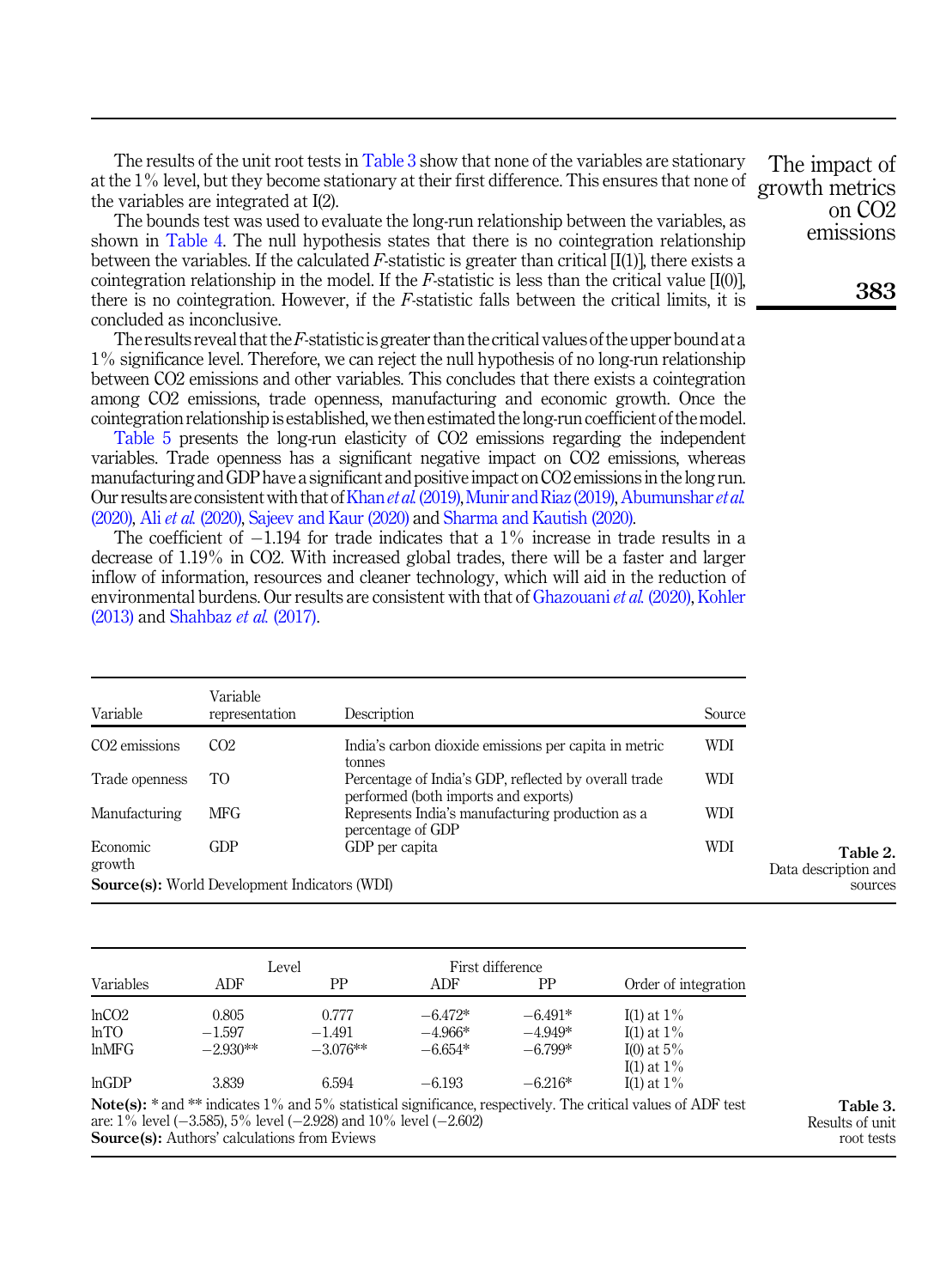The results of the unit root tests in Table 3 show that none of the variables are stationary at the 1% level, but they become stationary at their first difference. This ensures that none of the variables are integrated at I(2).

The bounds test was used to evaluate the long-run relationship between the variables, as shown in Table 4. The null hypothesis states that there is no cointegration relationship between the variables. If the calculated $F$-statistic is greater than critical [I(1)], there exists a cointegration relationship in the model. If the $F$-statistic is less than the critical value [I(0)], there is no cointegration. However, if the $F$-statistic falls between the critical limits, it is concluded as inconclusive.

The results reveal that the $F$-statistic is greater than the critical values of the upper bound at a 1% significance level. Therefore, we can reject the null hypothesis of no long-run relationship between CO2 emissions and other variables. This concludes that there exists a cointegration among CO2 emissions, trade openness, manufacturing and economic growth. Once the cointegration relationship is established, we then estimated the long-run coefficient of the model.

Table 5 presents the long-run elasticity of CO2 emissions regarding the independent variables. Trade openness has a significant negative impact on CO2 emissions, whereas manufacturing and GDP have a significant and positive impact on CO2 emissions in the long run. Our results are consistent with that of Khan *et al.* (2019), Munir and Riaz (2019), Abumunshar *et al.* (2020), Ali *et al.* (2020), Sajeev and Kaur (2020) and Sharma and Kautish (2020).

The coefficient of −1.194 for trade indicates that a 1% increase in trade results in a decrease of 1.19% in CO2. With increased global trades, there will be a faster and larger inflow of information, resources and cleaner technology, which will aid in the reduction of environmental burdens. Our results are consistent with that of Ghazouani *et al.* (2020), Kohler (2013) and Shahbaz *et al.* (2017).

**Table 2.** Data description and sources

| Variable | Variable representation | Description | Source |
|---|---|---|---|
| CO2 emissions | CO2 | India's carbon dioxide emissions per capita in metric tonnes | WDI |
| Trade openness | TO | Percentage of India's GDP, reflected by overall trade performed (both imports and exports) | WDI |
| Manufacturing | MFG | Represents India's manufacturing production as a percentage of GDP | WDI |
| Economic growth | GDP | GDP per capita | WDI |

**Source(s):** World Development Indicators (WDI)

**Table 3.** Results of unit root tests

| | Level | | First difference | | |
|---|---|---|---|---|---|
| Variables | ADF | PP | ADF | PP | Order of integration |
| lnCO2 | 0.805 | 0.777 | −6.472* | −6.491* | I(1) at 1% |
| lnTO | −1.597 | −1.491 | −4.966* | −4.949* | I(1) at 1% |
| lnMFG | −2.930** | −3.076** | −6.654* | −6.799* | I(0) at 5% I(1) at 1% |
| lnGDP | 3.839 | 6.594 | −6.193 | −6.216* | I(1) at 1% |

**Note(s):** * and ** indicates 1% and 5% statistical significance, respectively. The critical values of ADF test are: 1% level (−3.585), 5% level (−2.928) and 10% level (−2.602)
**Source(s):** Authors' calculations from Eviews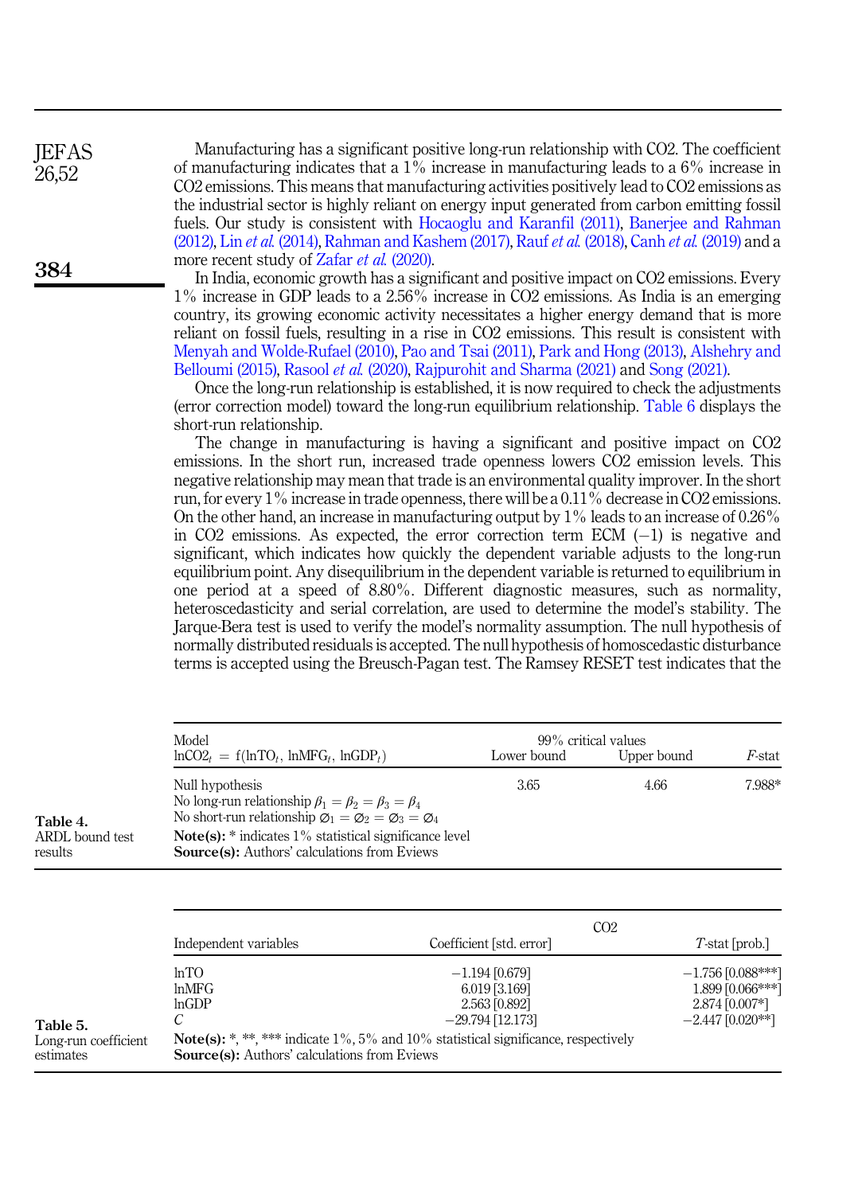Manufacturing has a significant positive long-run relationship with CO2. The coefficient of manufacturing indicates that a 1% increase in manufacturing leads to a 6% increase in CO2 emissions. This means that manufacturing activities positively lead to CO2 emissions as the industrial sector is highly reliant on energy input generated from carbon emitting fossil fuels. Our study is consistent with Hocaoglu and Karanfil (2011), Banerjee and Rahman (2012), Lin *et al.* (2014), Rahman and Kashem (2017), Rauf *et al.* (2018), Canh *et al.* (2019) and a more recent study of Zafar *et al.* (2020).

In India, economic growth has a significant and positive impact on CO2 emissions. Every 1% increase in GDP leads to a 2.56% increase in CO2 emissions. As India is an emerging country, its growing economic activity necessitates a higher energy demand that is more reliant on fossil fuels, resulting in a rise in CO2 emissions. This result is consistent with Menyah and Wolde-Rufael (2010), Pao and Tsai (2011), Park and Hong (2013), Alshehry and Belloumi (2015), Rasool *et al.* (2020), Rajpurohit and Sharma (2021) and Song (2021).

Once the long-run relationship is established, it is now required to check the adjustments (error correction model) toward the long-run equilibrium relationship. Table 6 displays the short-run relationship.

The change in manufacturing is having a significant and positive impact on CO2 emissions. In the short run, increased trade openness lowers CO2 emission levels. This negative relationship may mean that trade is an environmental quality improver. In the short run, for every 1% increase in trade openness, there will be a 0.11% decrease in CO2 emissions. On the other hand, an increase in manufacturing output by 1% leads to an increase of 0.26% in CO2 emissions. As expected, the error correction term ECM (−1) is negative and significant, which indicates how quickly the dependent variable adjusts to the long-run equilibrium point. Any disequilibrium in the dependent variable is returned to equilibrium in one period at a speed of 8.80%. Different diagnostic measures, such as normality, heteroscedasticity and serial correlation, are used to determine the model's stability. The Jarque-Bera test is used to verify the model's normality assumption. The null hypothesis of normally distributed residuals is accepted. The null hypothesis of homoscedastic disturbance terms is accepted using the Breusch-Pagan test. The Ramsey RESET test indicates that the

**Table 4.** ARDL bound test results

| Model $\ln CO2_t = f(\ln TO_t, \ln MFG_t, \ln GDP_t)$ | 99% critical values Lower bound | Upper bound | *F*-stat |
|---|---|---|---|
| Null hypothesis<br>No long-run relationship $\beta_1 = \beta_2 = \beta_3 = \beta_4$<br>No short-run relationship $\varnothing_1 = \varnothing_2 = \varnothing_3 = \varnothing_4$ | 3.65 | 4.66 | 7.988* |

**Note(s):** * indicates 1% statistical significance level
**Source(s):** Authors' calculations from Eviews

**Table 5.** Long-run coefficient estimates

| Independent variables | CO2 Coefficient [std. error] | *T*-stat [prob.] |
|---|---|---|
| lnTO | −1.194 [0.679] | −1.756 [0.088***] |
| lnMFG | 6.019 [3.169] | 1.899 [0.066***] |
| lnGDP | 2.563 [0.892] | 2.874 [0.007*] |
| *C* | −29.794 [12.173] | −2.447 [0.020**] |

**Note(s):** *, **, *** indicate 1%, 5% and 10% statistical significance, respectively
**Source(s):** Authors' calculations from Eviews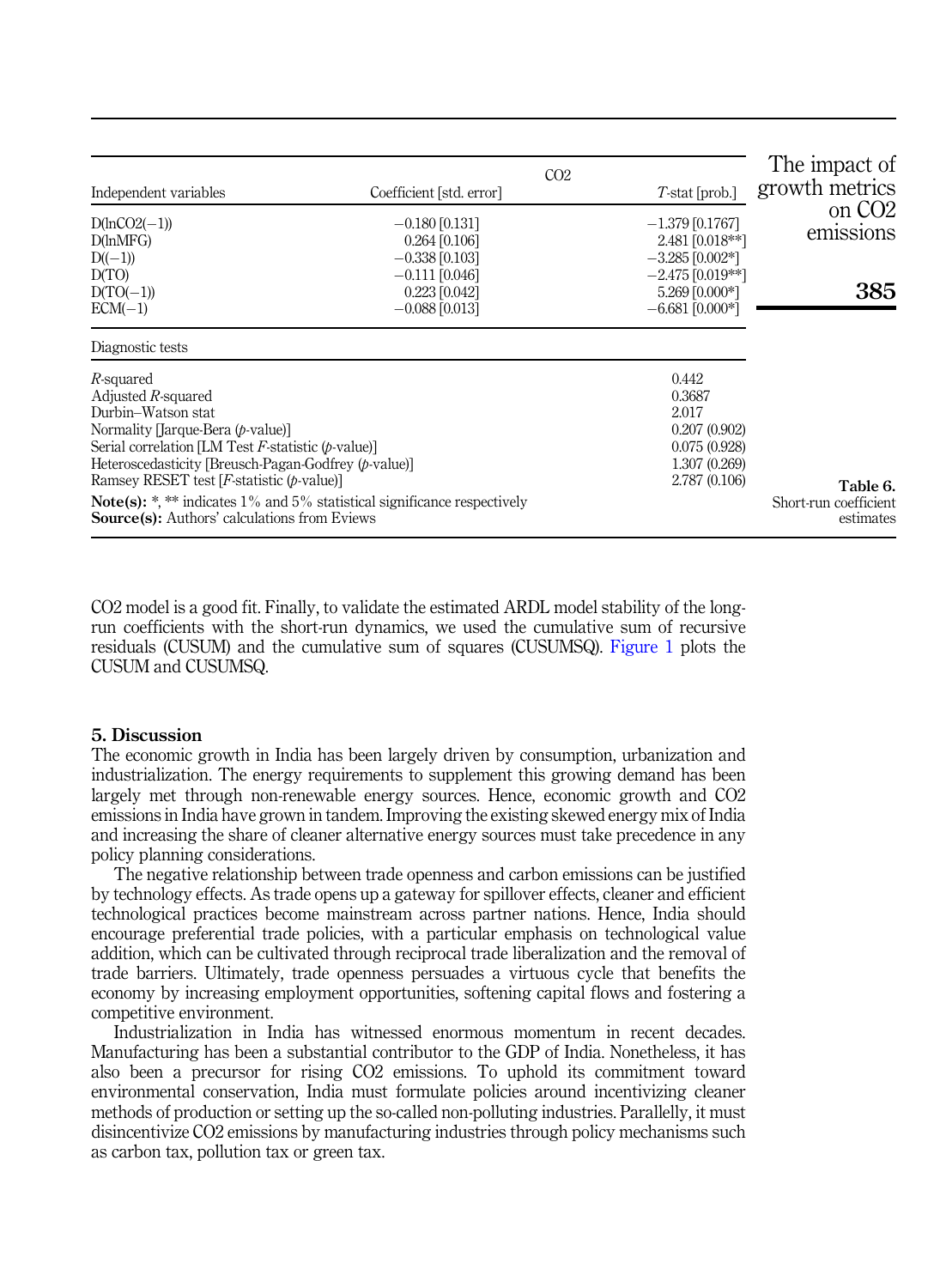**Table 6.** Short-run coefficient estimates

| Independent variables | CO2 Coefficient [std. error] | T-stat [prob.] |
|---|---|---|
| D(lnCO2(−1)) | −0.180 [0.131] | −1.379 [0.1767] |
| D(lnMFG) | 0.264 [0.106] | 2.481 [0.018**] |
| D((−1)) | −0.338 [0.103] | −3.285 [0.002*] |
| D(TO) | −0.111 [0.046] | −2.475 [0.019**] |
| D(TO(−1)) | 0.223 [0.042] | 5.269 [0.000*] |
| ECM(−1) | −0.088 [0.013] | −6.681 [0.000*] |
| *Diagnostic tests* | | |
| *R*-squared | | 0.442 |
| Adjusted *R*-squared | | 0.3687 |
| Durbin–Watson stat | | 2.017 |
| Normality [Jarque-Bera (*p*-value)] | | 0.207 (0.902) |
| Serial correlation [LM Test *F*-statistic (*p*-value)] | | 0.075 (0.928) |
| Heteroscedasticity [Breusch-Pagan-Godfrey (*p*-value)] | | 1.307 (0.269) |
| Ramsey RESET test [*F*-statistic (*p*-value)] | | 2.787 (0.106) |

**Note(s):** *, ** indicates 1% and 5% statistical significance respectively
**Source(s):** Authors' calculations from Eviews

CO2 model is a good fit. Finally, to validate the estimated ARDL model stability of the long-run coefficients with the short-run dynamics, we used the cumulative sum of recursive residuals (CUSUM) and the cumulative sum of squares (CUSUMSQ). Figure 1 plots the CUSUM and CUSUMSQ.

## 5. Discussion

The economic growth in India has been largely driven by consumption, urbanization and industrialization. The energy requirements to supplement this growing demand has been largely met through non-renewable energy sources. Hence, economic growth and CO2 emissions in India have grown in tandem. Improving the existing skewed energy mix of India and increasing the share of cleaner alternative energy sources must take precedence in any policy planning considerations.

The negative relationship between trade openness and carbon emissions can be justified by technology effects. As trade opens up a gateway for spillover effects, cleaner and efficient technological practices become mainstream across partner nations. Hence, India should encourage preferential trade policies, with a particular emphasis on technological value addition, which can be cultivated through reciprocal trade liberalization and the removal of trade barriers. Ultimately, trade openness persuades a virtuous cycle that benefits the economy by increasing employment opportunities, softening capital flows and fostering a competitive environment.

Industrialization in India has witnessed enormous momentum in recent decades. Manufacturing has been a substantial contributor to the GDP of India. Nonetheless, it has also been a precursor for rising CO2 emissions. To uphold its commitment toward environmental conservation, India must formulate policies around incentivizing cleaner methods of production or setting up the so-called non-polluting industries. Parallelly, it must disincentivize CO2 emissions by manufacturing industries through policy mechanisms such as carbon tax, pollution tax or green tax.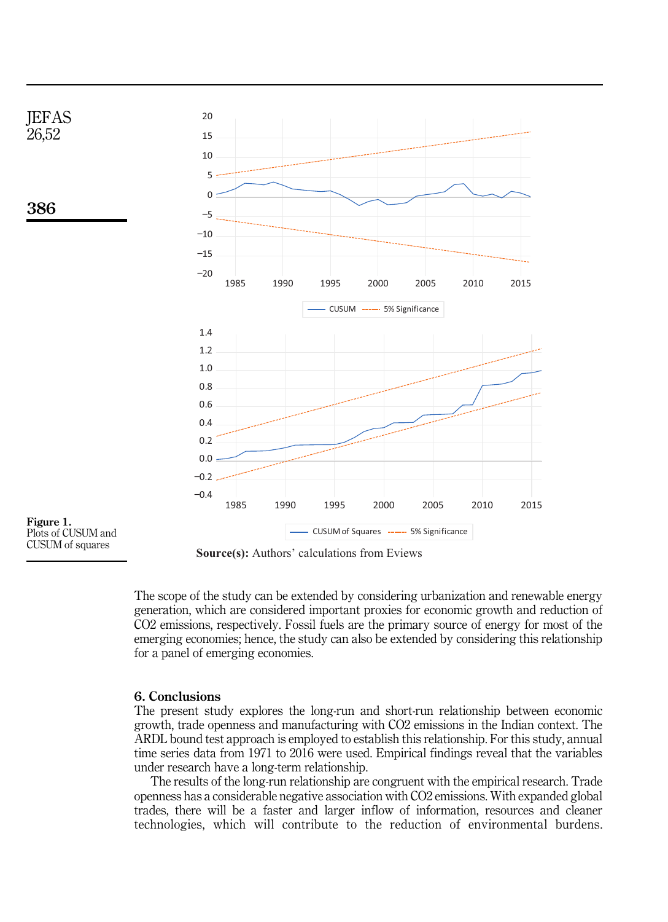Figure 1.
Plots of CUSUM and CUSUM of squares

**Source(s):** Authors' calculations from Eviews

The scope of the study can be extended by considering urbanization and renewable energy generation, which are considered important proxies for economic growth and reduction of $CO_2$ emissions, respectively. Fossil fuels are the primary source of energy for most of the emerging economies; hence, the study can also be extended by considering this relationship for a panel of emerging economies.

## 6. Conclusions

The present study explores the long-run and short-run relationship between economic growth, trade openness and manufacturing with $CO_2$ emissions in the Indian context. The ARDL bound test approach is employed to establish this relationship. For this study, annual time series data from 1971 to 2016 were used. Empirical findings reveal that the variables under research have a long-term relationship.

The results of the long-run relationship are congruent with the empirical research. Trade openness has a considerable negative association with $CO_2$ emissions. With expanded global trades, there will be a faster and larger inflow of information, resources and cleaner technologies, which will contribute to the reduction of environmental burdens.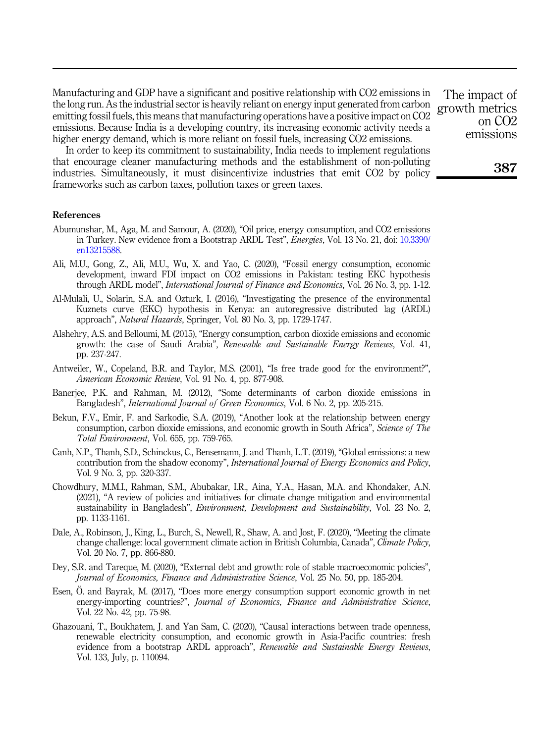Manufacturing and GDP have a significant and positive relationship with $CO_2$ emissions in the long run. As the industrial sector is heavily reliant on energy input generated from carbon emitting fossil fuels, this means that manufacturing operations have a positive impact on $CO_2$ emissions. Because India is a developing country, its increasing economic activity needs a higher energy demand, which is more reliant on fossil fuels, increasing $CO_2$ emissions.

In order to keep its commitment to sustainability, India needs to implement regulations that encourage cleaner manufacturing methods and the establishment of non-polluting industries. Simultaneously, it must disincentivize industries that emit $CO_2$ by policy frameworks such as carbon taxes, pollution taxes or green taxes.

## References

Abumunshar, M., Aga, M. and Samour, A. (2020), "Oil price, energy consumption, and CO2 emissions in Turkey. New evidence from a Bootstrap ARDL Test", *Energies*, Vol. 13 No. 21, doi: 10.3390/en13215588.

Ali, M.U., Gong, Z., Ali, M.U., Wu, X. and Yao, C. (2020), "Fossil energy consumption, economic development, inward FDI impact on CO2 emissions in Pakistan: testing EKC hypothesis through ARDL model", *International Journal of Finance and Economics*, Vol. 26 No. 3, pp. 1-12.

Al-Mulali, U., Solarin, S.A. and Ozturk, I. (2016), "Investigating the presence of the environmental Kuznets curve (EKC) hypothesis in Kenya: an autoregressive distributed lag (ARDL) approach", *Natural Hazards*, Springer, Vol. 80 No. 3, pp. 1729-1747.

Alshehry, A.S. and Belloumi, M. (2015), "Energy consumption, carbon dioxide emissions and economic growth: the case of Saudi Arabia", *Renewable and Sustainable Energy Reviews*, Vol. 41, pp. 237-247.

Antweiler, W., Copeland, B.R. and Taylor, M.S. (2001), "Is free trade good for the environment?", *American Economic Review*, Vol. 91 No. 4, pp. 877-908.

Banerjee, P.K. and Rahman, M. (2012), "Some determinants of carbon dioxide emissions in Bangladesh", *International Journal of Green Economics*, Vol. 6 No. 2, pp. 205-215.

Bekun, F.V., Emir, F. and Sarkodie, S.A. (2019), "Another look at the relationship between energy consumption, carbon dioxide emissions, and economic growth in South Africa", *Science of The Total Environment*, Vol. 655, pp. 759-765.

Canh, N.P., Thanh, S.D., Schinckus, C., Bensemann, J. and Thanh, L.T. (2019), "Global emissions: a new contribution from the shadow economy", *International Journal of Energy Economics and Policy*, Vol. 9 No. 3, pp. 320-337.

Chowdhury, M.M.I., Rahman, S.M., Abubakar, I.R., Aina, Y.A., Hasan, M.A. and Khondaker, A.N. (2021), "A review of policies and initiatives for climate change mitigation and environmental sustainability in Bangladesh", *Environment, Development and Sustainability*, Vol. 23 No. 2, pp. 1133-1161.

Dale, A., Robinson, J., King, L., Burch, S., Newell, R., Shaw, A. and Jost, F. (2020), "Meeting the climate change challenge: local government climate action in British Columbia, Canada", *Climate Policy*, Vol. 20 No. 7, pp. 866-880.

Dey, S.R. and Tareque, M. (2020), "External debt and growth: role of stable macroeconomic policies", *Journal of Economics, Finance and Administrative Science*, Vol. 25 No. 50, pp. 185-204.

Esen, Ö. and Bayrak, M. (2017), "Does more energy consumption support economic growth in net energy-importing countries?", *Journal of Economics, Finance and Administrative Science*, Vol. 22 No. 42, pp. 75-98.

Ghazouani, T., Boukhatem, J. and Yan Sam, C. (2020), "Causal interactions between trade openness, renewable electricity consumption, and economic growth in Asia-Pacific countries: fresh evidence from a bootstrap ARDL approach", *Renewable and Sustainable Energy Reviews*, Vol. 133, July, p. 110094.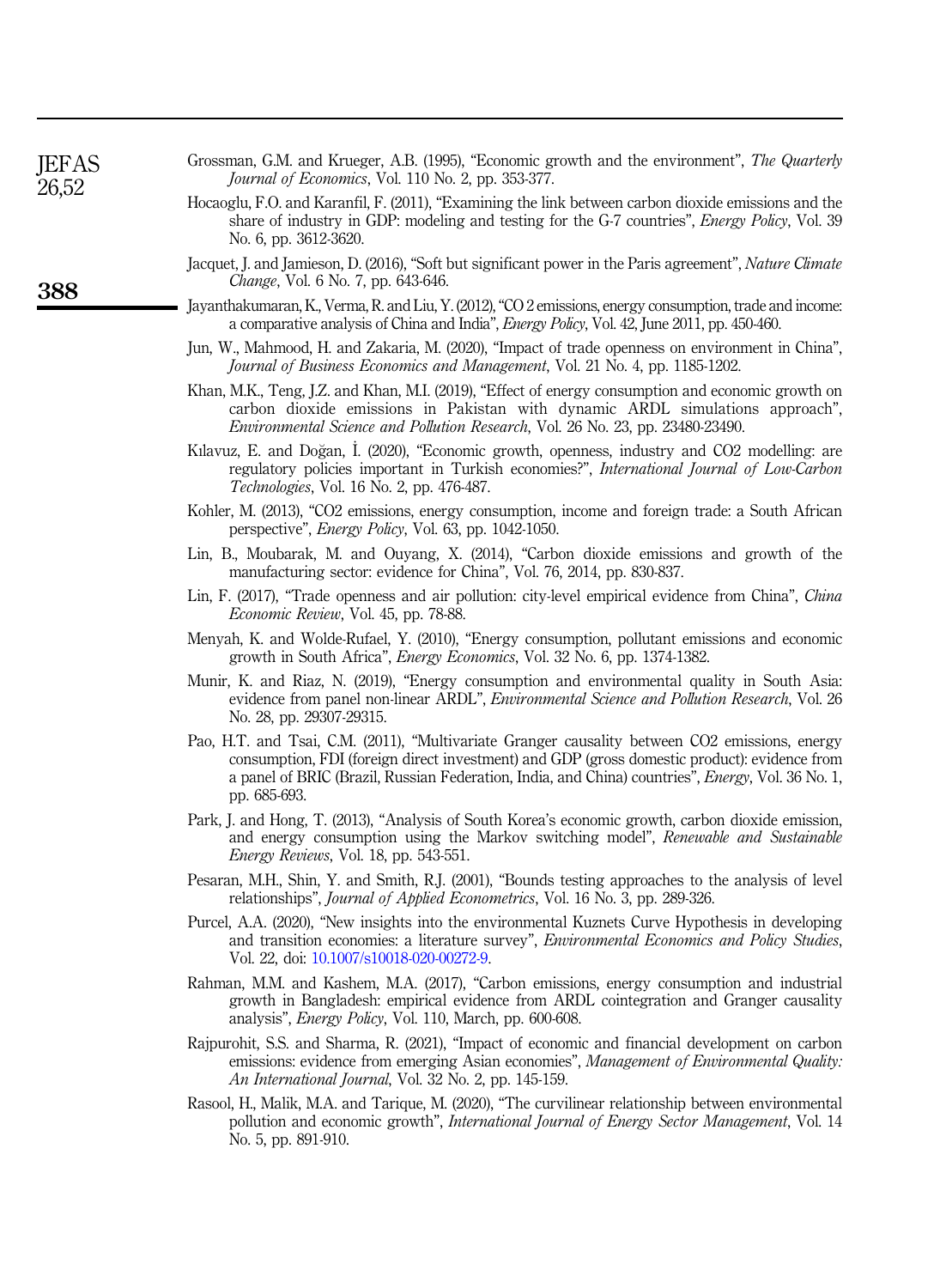Grossman, G.M. and Krueger, A.B. (1995), "Economic growth and the environment", *The Quarterly Journal of Economics*, Vol. 110 No. 2, pp. 353-377.

Hocaoglu, F.O. and Karanfil, F. (2011), "Examining the link between carbon dioxide emissions and the share of industry in GDP: modeling and testing for the G-7 countries", *Energy Policy*, Vol. 39 No. 6, pp. 3612-3620.

Jacquet, J. and Jamieson, D. (2016), "Soft but significant power in the Paris agreement", *Nature Climate Change*, Vol. 6 No. 7, pp. 643-646.

Jayanthakumaran, K., Verma, R. and Liu, Y. (2012), "CO 2 emissions, energy consumption, trade and income: a comparative analysis of China and India", *Energy Policy*, Vol. 42, June 2011, pp. 450-460.

Jun, W., Mahmood, H. and Zakaria, M. (2020), "Impact of trade openness on environment in China", *Journal of Business Economics and Management*, Vol. 21 No. 4, pp. 1185-1202.

Khan, M.K., Teng, J.Z. and Khan, M.I. (2019), "Effect of energy consumption and economic growth on carbon dioxide emissions in Pakistan with dynamic ARDL simulations approach", *Environmental Science and Pollution Research*, Vol. 26 No. 23, pp. 23480-23490.

Kılavuz, E. and Doğan, İ. (2020), "Economic growth, openness, industry and CO2 modelling: are regulatory policies important in Turkish economies?", *International Journal of Low-Carbon Technologies*, Vol. 16 No. 2, pp. 476-487.

Kohler, M. (2013), "CO2 emissions, energy consumption, income and foreign trade: a South African perspective", *Energy Policy*, Vol. 63, pp. 1042-1050.

Lin, B., Moubarak, M. and Ouyang, X. (2014), "Carbon dioxide emissions and growth of the manufacturing sector: evidence for China", Vol. 76, 2014, pp. 830-837.

Lin, F. (2017), "Trade openness and air pollution: city-level empirical evidence from China", *China Economic Review*, Vol. 45, pp. 78-88.

Menyah, K. and Wolde-Rufael, Y. (2010), "Energy consumption, pollutant emissions and economic growth in South Africa", *Energy Economics*, Vol. 32 No. 6, pp. 1374-1382.

Munir, K. and Riaz, N. (2019), "Energy consumption and environmental quality in South Asia: evidence from panel non-linear ARDL", *Environmental Science and Pollution Research*, Vol. 26 No. 28, pp. 29307-29315.

Pao, H.T. and Tsai, C.M. (2011), "Multivariate Granger causality between CO2 emissions, energy consumption, FDI (foreign direct investment) and GDP (gross domestic product): evidence from a panel of BRIC (Brazil, Russian Federation, India, and China) countries", *Energy*, Vol. 36 No. 1, pp. 685-693.

Park, J. and Hong, T. (2013), "Analysis of South Korea's economic growth, carbon dioxide emission, and energy consumption using the Markov switching model", *Renewable and Sustainable Energy Reviews*, Vol. 18, pp. 543-551.

Pesaran, M.H., Shin, Y. and Smith, R.J. (2001), "Bounds testing approaches to the analysis of level relationships", *Journal of Applied Econometrics*, Vol. 16 No. 3, pp. 289-326.

Purcel, A.A. (2020), "New insights into the environmental Kuznets Curve Hypothesis in developing and transition economies: a literature survey", *Environmental Economics and Policy Studies*, Vol. 22, doi: 10.1007/s10018-020-00272-9.

Rahman, M.M. and Kashem, M.A. (2017), "Carbon emissions, energy consumption and industrial growth in Bangladesh: empirical evidence from ARDL cointegration and Granger causality analysis", *Energy Policy*, Vol. 110, March, pp. 600-608.

Rajpurohit, S.S. and Sharma, R. (2021), "Impact of economic and financial development on carbon emissions: evidence from emerging Asian economies", *Management of Environmental Quality: An International Journal*, Vol. 32 No. 2, pp. 145-159.

Rasool, H., Malik, M.A. and Tarique, M. (2020), "The curvilinear relationship between environmental pollution and economic growth", *International Journal of Energy Sector Management*, Vol. 14 No. 5, pp. 891-910.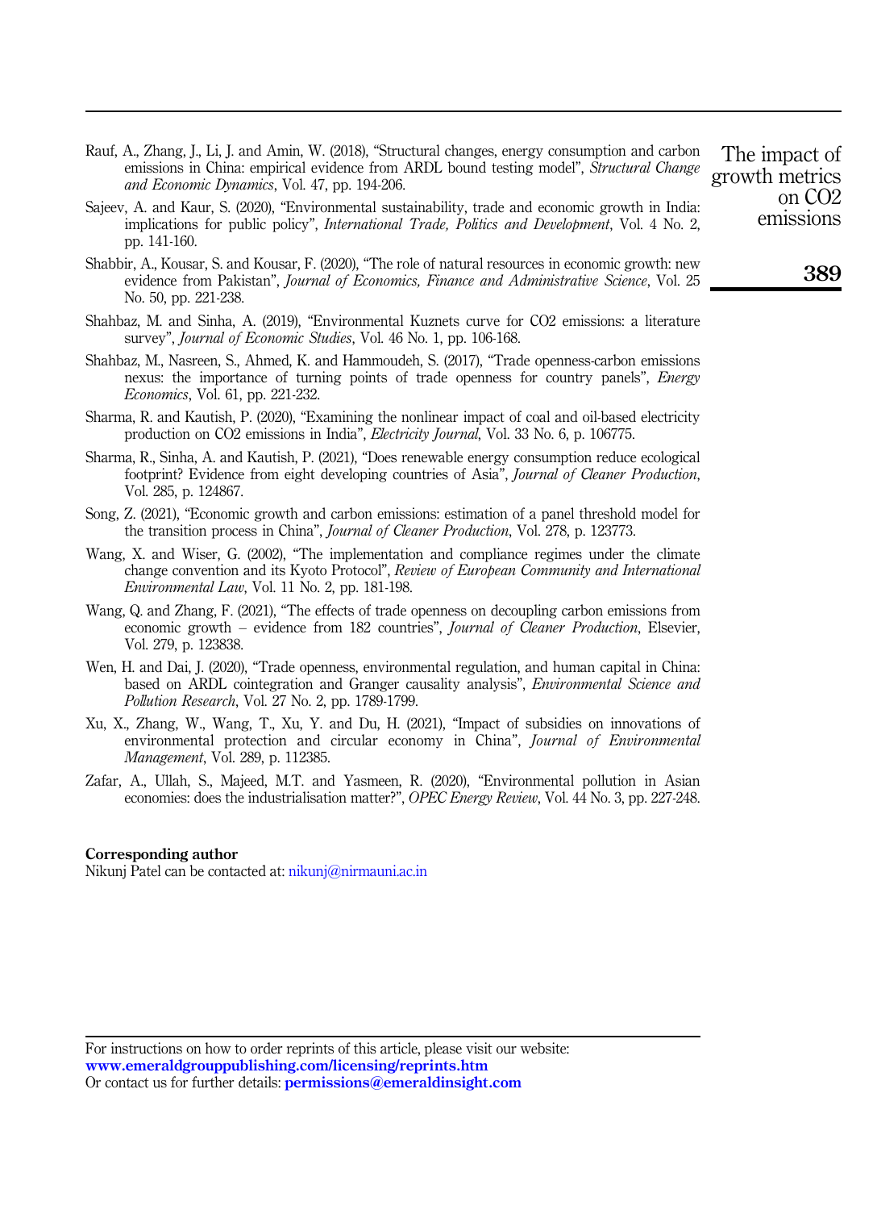Rauf, A., Zhang, J., Li, J. and Amin, W. (2018), "Structural changes, energy consumption and carbon emissions in China: empirical evidence from ARDL bound testing model", *Structural Change and Economic Dynamics*, Vol. 47, pp. 194-206.

Sajeev, A. and Kaur, S. (2020), "Environmental sustainability, trade and economic growth in India: implications for public policy", *International Trade, Politics and Development*, Vol. 4 No. 2, pp. 141-160.

Shabbir, A., Kousar, S. and Kousar, F. (2020), "The role of natural resources in economic growth: new evidence from Pakistan", *Journal of Economics, Finance and Administrative Science*, Vol. 25 No. 50, pp. 221-238.

Shahbaz, M. and Sinha, A. (2019), "Environmental Kuznets curve for CO2 emissions: a literature survey", *Journal of Economic Studies*, Vol. 46 No. 1, pp. 106-168.

Shahbaz, M., Nasreen, S., Ahmed, K. and Hammoudeh, S. (2017), "Trade openness-carbon emissions nexus: the importance of turning points of trade openness for country panels", *Energy Economics*, Vol. 61, pp. 221-232.

Sharma, R. and Kautish, P. (2020), "Examining the nonlinear impact of coal and oil-based electricity production on CO2 emissions in India", *Electricity Journal*, Vol. 33 No. 6, p. 106775.

Sharma, R., Sinha, A. and Kautish, P. (2021), "Does renewable energy consumption reduce ecological footprint? Evidence from eight developing countries of Asia", *Journal of Cleaner Production*, Vol. 285, p. 124867.

Song, Z. (2021), "Economic growth and carbon emissions: estimation of a panel threshold model for the transition process in China", *Journal of Cleaner Production*, Vol. 278, p. 123773.

Wang, X. and Wiser, G. (2002), "The implementation and compliance regimes under the climate change convention and its Kyoto Protocol", *Review of European Community and International Environmental Law*, Vol. 11 No. 2, pp. 181-198.

Wang, Q. and Zhang, F. (2021), "The effects of trade openness on decoupling carbon emissions from economic growth – evidence from 182 countries", *Journal of Cleaner Production*, Elsevier, Vol. 279, p. 123838.

Wen, H. and Dai, J. (2020), "Trade openness, environmental regulation, and human capital in China: based on ARDL cointegration and Granger causality analysis", *Environmental Science and Pollution Research*, Vol. 27 No. 2, pp. 1789-1799.

Xu, X., Zhang, W., Wang, T., Xu, Y. and Du, H. (2021), "Impact of subsidies on innovations of environmental protection and circular economy in China", *Journal of Environmental Management*, Vol. 289, p. 112385.

Zafar, A., Ullah, S., Majeed, M.T. and Yasmeen, R. (2020), "Environmental pollution in Asian economies: does the industrialisation matter?", *OPEC Energy Review*, Vol. 44 No. 3, pp. 227-248.

**Corresponding author**

Nikunj Patel can be contacted at: nikunj@nirmauni.ac.in

For instructions on how to order reprints of this article, please visit our website:
**www.emeraldgrouppublishing.com/licensing/reprints.htm**
Or contact us for further details: **permissions@emeraldinsight.com**